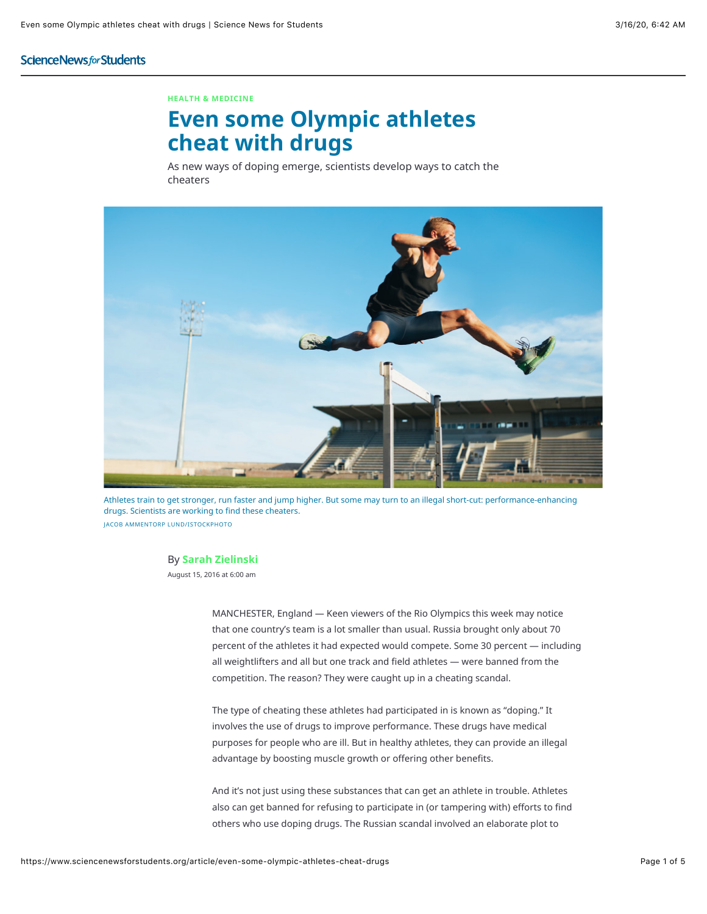HEALTH & MEDICINE

# Even some Olympic athletes cheat with drugs

As new ways of doping emerge, scientists develop ways to catch the cheaters

Athletes train to get stronger, run faster and jump higher. But some may turn to an illegal short-cut: performance-enhancing drugs. Scientists are working to find these cheaters.

JACOB AMMENTORP LUND/ISTOCKPHOTO

By **Sarah Zielinski**

August 15, 2016 at 6:00 am

MANCHESTER, England — Keen viewers of the Rio Olympics this week may notice that one country's team is a lot smaller than usual. Russia brought only about 70 percent of the athletes it had expected would compete. Some 30 percent — including all weightlifters and all but one track and field athletes — were banned from the competition. The reason? They were caught up in a cheating scandal.

The type of cheating these athletes had participated in is known as "doping." It involves the use of drugs to improve performance. These drugs have medical purposes for people who are ill. But in healthy athletes, they can provide an illegal advantage by boosting muscle growth or offering other benefits.

And it's not just using these substances that can get an athlete in trouble. Athletes also can get banned for refusing to participate in (or tampering with) efforts to find others who use doping drugs. The Russian scandal involved an elaborate plot to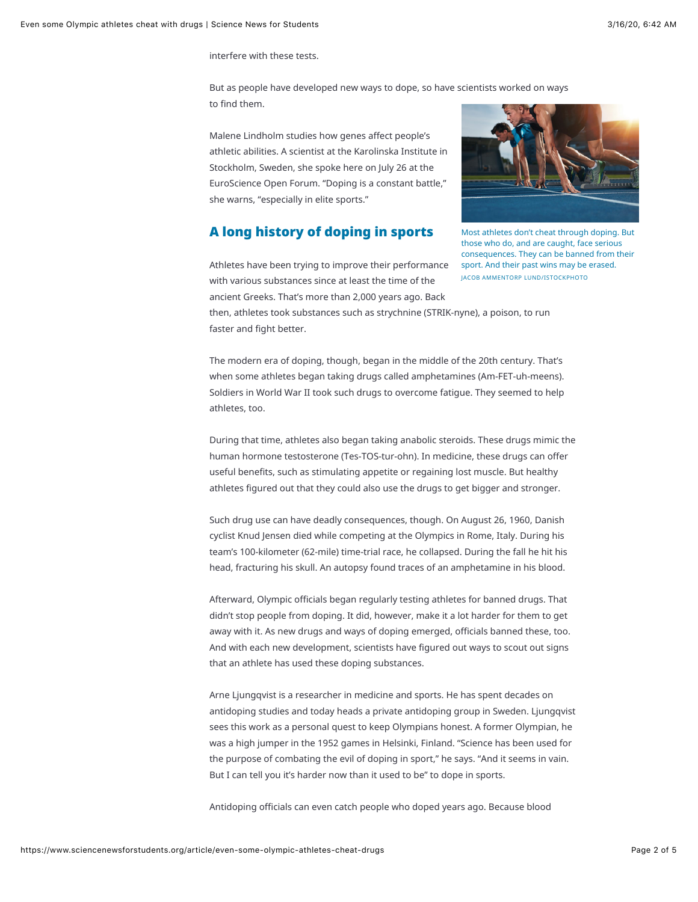interfere with these tests.

But as people have developed new ways to dope, so have scientists worked on ways to find them.

Malene Lindholm studies how genes affect people's athletic abilities. A scientist at the Karolinska Institute in Stockholm, Sweden, she spoke here on July 26 at the EuroScience Open Forum. "Doping is a constant battle," she warns, "especially in elite sports."

Most athletes don't cheat through doping. But those who do, and are caught, face serious consequences. They can be banned from their sport. And their past wins may be erased.
JACOB AMMENTORP LUND/ISTOCKPHOTO

## A long history of doping in sports

Athletes have been trying to improve their performance with various substances since at least the time of the ancient Greeks. That's more than 2,000 years ago. Back then, athletes took substances such as strychnine (STRIK-nyne), a poison, to run faster and fight better.

The modern era of doping, though, began in the middle of the 20th century. That's when some athletes began taking drugs called amphetamines (Am-FET-uh-meens). Soldiers in World War II took such drugs to overcome fatigue. They seemed to help athletes, too.

During that time, athletes also began taking anabolic steroids. These drugs mimic the human hormone testosterone (Tes-TOS-tur-ohn). In medicine, these drugs can offer useful benefits, such as stimulating appetite or regaining lost muscle. But healthy athletes figured out that they could also use the drugs to get bigger and stronger.

Such drug use can have deadly consequences, though. On August 26, 1960, Danish cyclist Knud Jensen died while competing at the Olympics in Rome, Italy. During his team's 100-kilometer (62-mile) time-trial race, he collapsed. During the fall he hit his head, fracturing his skull. An autopsy found traces of an amphetamine in his blood.

Afterward, Olympic officials began regularly testing athletes for banned drugs. That didn't stop people from doping. It did, however, make it a lot harder for them to get away with it. As new drugs and ways of doping emerged, officials banned these, too. And with each new development, scientists have figured out ways to scout out signs that an athlete has used these doping substances.

Arne Ljungqvist is a researcher in medicine and sports. He has spent decades on antidoping studies and today heads a private antidoping group in Sweden. Ljungqvist sees this work as a personal quest to keep Olympians honest. A former Olympian, he was a high jumper in the 1952 games in Helsinki, Finland. "Science has been used for the purpose of combating the evil of doping in sport," he says. "And it seems in vain. But I can tell you it's harder now than it used to be" to dope in sports.

Antidoping officials can even catch people who doped years ago. Because blood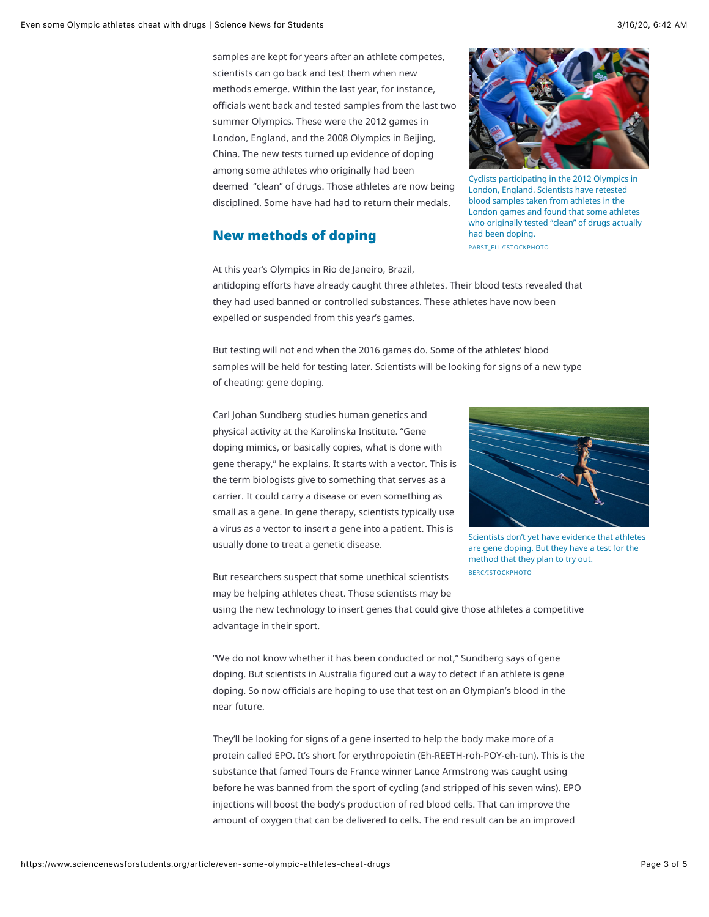samples are kept for years after an athlete competes, scientists can go back and test them when new methods emerge. Within the last year, for instance, officials went back and tested samples from the last two summer Olympics. These were the 2012 games in London, England, and the 2008 Olympics in Beijing, China. The new tests turned up evidence of doping among some athletes who originally had been deemed "clean" of drugs. Those athletes are now being disciplined. Some have had had to return their medals.

Cyclists participating in the 2012 Olympics in London, England. Scientists have retested blood samples taken from athletes in the London games and found that some athletes who originally tested "clean" of drugs actually had been doping.
PABST_ELL/ISTOCKPHOTO

## New methods of doping

At this year's Olympics in Rio de Janeiro, Brazil, antidoping efforts have already caught three athletes. Their blood tests revealed that they had used banned or controlled substances. These athletes have now been expelled or suspended from this year's games.

But testing will not end when the 2016 games do. Some of the athletes' blood samples will be held for testing later. Scientists will be looking for signs of a new type of cheating: gene doping.

Carl Johan Sundberg studies human genetics and physical activity at the Karolinska Institute. "Gene doping mimics, or basically copies, what is done with gene therapy," he explains. It starts with a vector. This is the term biologists give to something that serves as a carrier. It could carry a disease or even something as small as a gene. In gene therapy, scientists typically use a virus as a vector to insert a gene into a patient. This is usually done to treat a genetic disease.

Scientists don't yet have evidence that athletes are gene doping. But they have a test for the method that they plan to try out.
BERC/ISTOCKPHOTO

But researchers suspect that some unethical scientists may be helping athletes cheat. Those scientists may be using the new technology to insert genes that could give those athletes a competitive advantage in their sport.

"We do not know whether it has been conducted or not," Sundberg says of gene doping. But scientists in Australia figured out a way to detect if an athlete is gene doping. So now officials are hoping to use that test on an Olympian's blood in the near future.

They'll be looking for signs of a gene inserted to help the body make more of a protein called EPO. It's short for erythropoietin (Eh-REETH-roh-POY-eh-tun). This is the substance that famed Tours de France winner Lance Armstrong was caught using before he was banned from the sport of cycling (and stripped of his seven wins). EPO injections will boost the body's production of red blood cells. That can improve the amount of oxygen that can be delivered to cells. The end result can be an improved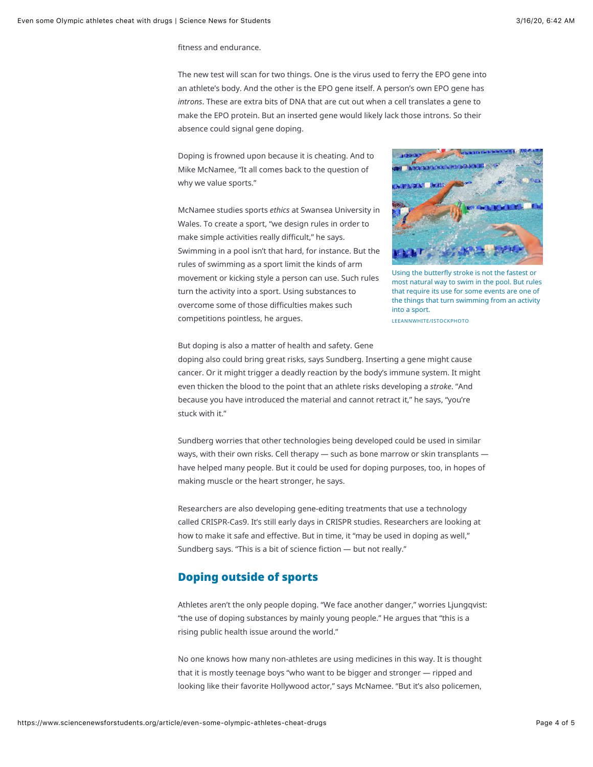fitness and endurance.

The new test will scan for two things. One is the virus used to ferry the EPO gene into an athlete's body. And the other is the EPO gene itself. A person's own EPO gene has *introns*. These are extra bits of DNA that are cut out when a cell translates a gene to make the EPO protein. But an inserted gene would likely lack those introns. So their absence could signal gene doping.

Doping is frowned upon because it is cheating. And to Mike McNamee, "It all comes back to the question of why we value sports."

McNamee studies sports *ethics* at Swansea University in Wales. To create a sport, "we design rules in order to make simple activities really difficult," he says. Swimming in a pool isn't that hard, for instance. But the rules of swimming as a sport limit the kinds of arm movement or kicking style a person can use. Such rules turn the activity into a sport. Using substances to overcome some of those difficulties makes such competitions pointless, he argues.

Using the butterfly stroke is not the fastest or most natural way to swim in the pool. But rules that require its use for some events are one of the things that turn swimming from an activity into a sport.
LEEANNWHITE/ISTOCKPHOTO

But doping is also a matter of health and safety. Gene doping also could bring great risks, says Sundberg. Inserting a gene might cause cancer. Or it might trigger a deadly reaction by the body's immune system. It might even thicken the blood to the point that an athlete risks developing a *stroke*. "And because you have introduced the material and cannot retract it," he says, "you're stuck with it."

Sundberg worries that other technologies being developed could be used in similar ways, with their own risks. Cell therapy — such as bone marrow or skin transplants — have helped many people. But it could be used for doping purposes, too, in hopes of making muscle or the heart stronger, he says.

Researchers are also developing gene-editing treatments that use a technology called CRISPR-Cas9. It's still early days in CRISPR studies. Researchers are looking at how to make it safe and effective. But in time, it "may be used in doping as well," Sundberg says. "This is a bit of science fiction — but not really."

## Doping outside of sports

Athletes aren't the only people doping. "We face another danger," worries Ljungqvist: "the use of doping substances by mainly young people." He argues that "this is a rising public health issue around the world."

No one knows how many non-athletes are using medicines in this way. It is thought that it is mostly teenage boys "who want to be bigger and stronger — ripped and looking like their favorite Hollywood actor," says McNamee. "But it's also policemen,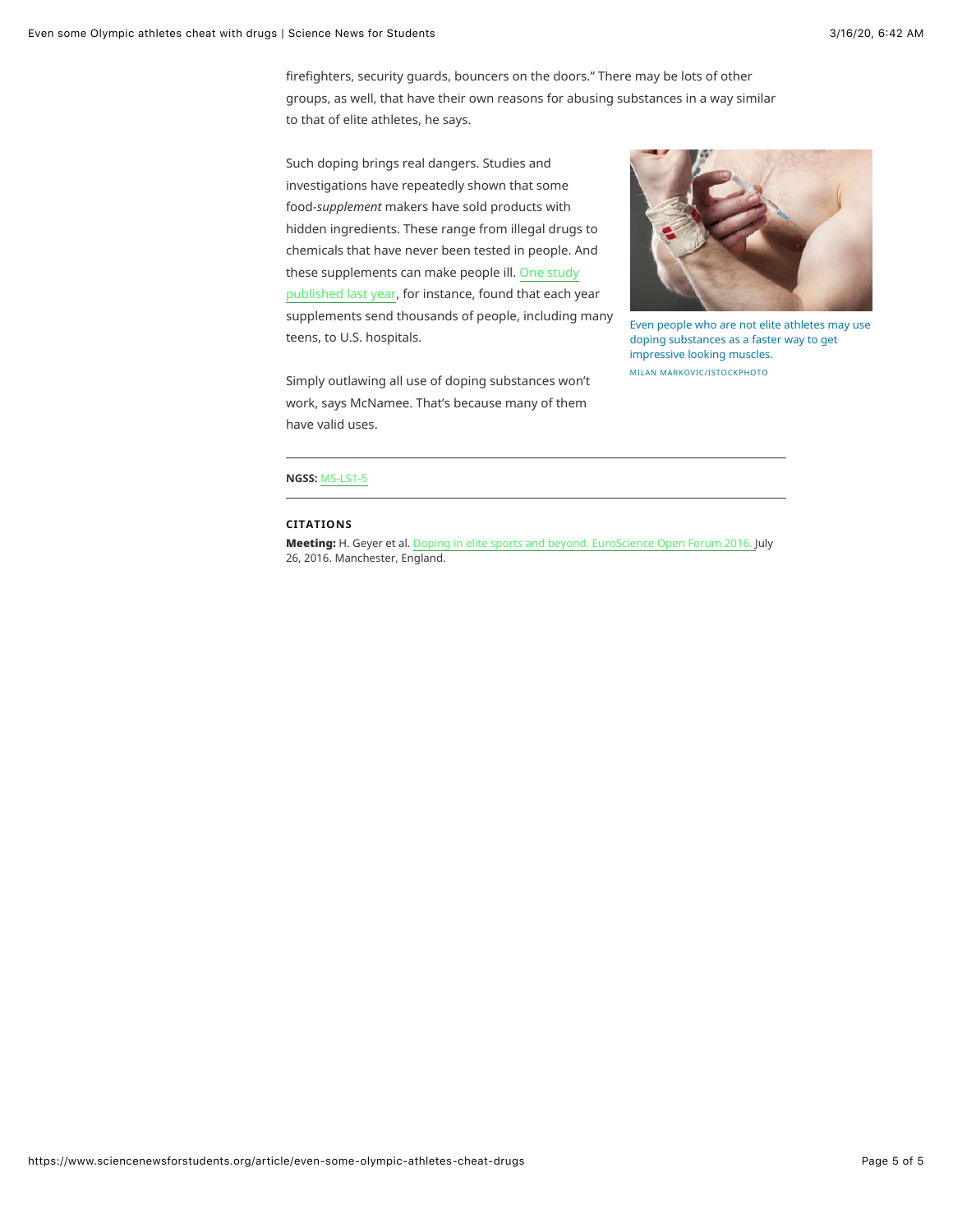firefighters, security guards, bouncers on the doors." There may be lots of other groups, as well, that have their own reasons for abusing substances in a way similar to that of elite athletes, he says.

Such doping brings real dangers. Studies and investigations have repeatedly shown that some food-*supplement* makers have sold products with hidden ingredients. These range from illegal drugs to chemicals that have never been tested in people. And these supplements can make people ill. One study published last year, for instance, found that each year supplements send thousands of people, including many teens, to U.S. hospitals.

Even people who are not elite athletes may use doping substances as a faster way to get impressive looking muscles.

MILAN MARKOVIC/ISTOCKPHOTO

Simply outlawing all use of doping substances won't work, says McNamee. That's because many of them have valid uses.

---

**NGSS:** MS-LS1-5

---

**CITATIONS**

**Meeting:** H. Geyer et al. Doping in elite sports and beyond. EuroScience Open Forum 2016. July 26, 2016. Manchester, England.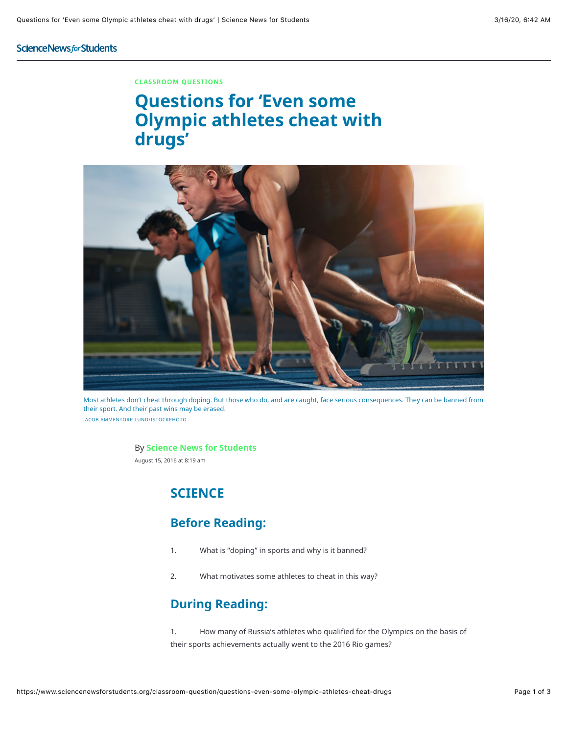CLASSROOM QUESTIONS

# Questions for 'Even some Olympic athletes cheat with drugs'

Most athletes don't cheat through doping. But those who do, and are caught, face serious consequences. They can be banned from their sport. And their past wins may be erased.

JACOB AMMENTORP LUND/ISTOCKPHOTO

By **Science News for Students**

August 15, 2016 at 8:19 am

## SCIENCE

### Before Reading:

1. What is "doping" in sports and why is it banned?

2. What motivates some athletes to cheat in this way?

### During Reading:

1. How many of Russia's athletes who qualified for the Olympics on the basis of their sports achievements actually went to the 2016 Rio games?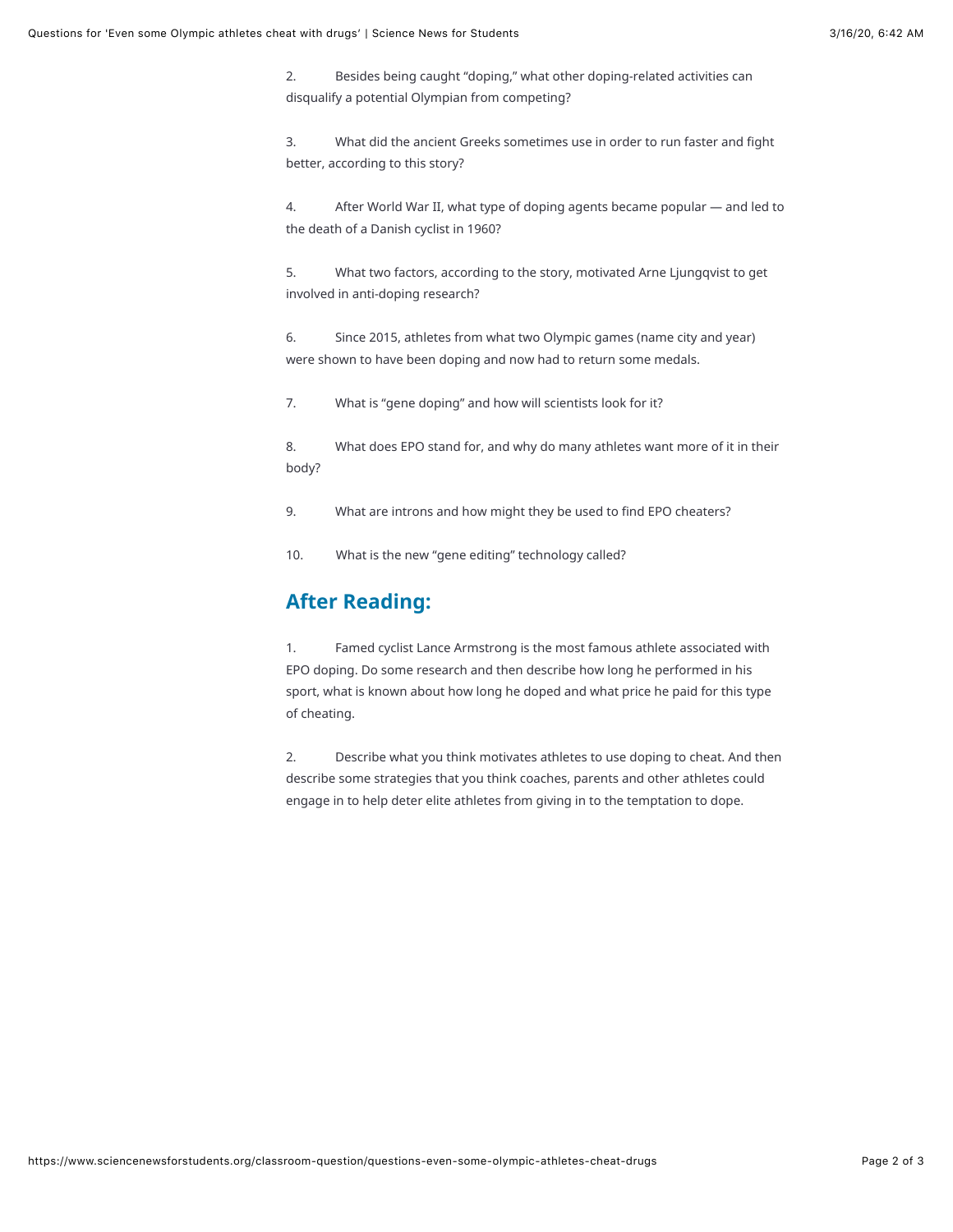2. Besides being caught "doping," what other doping-related activities can disqualify a potential Olympian from competing?

3. What did the ancient Greeks sometimes use in order to run faster and fight better, according to this story?

4. After World War II, what type of doping agents became popular — and led to the death of a Danish cyclist in 1960?

5. What two factors, according to the story, motivated Arne Ljungqvist to get involved in anti-doping research?

6. Since 2015, athletes from what two Olympic games (name city and year) were shown to have been doping and now had to return some medals.

7. What is "gene doping" and how will scientists look for it?

8. What does EPO stand for, and why do many athletes want more of it in their body?

9. What are introns and how might they be used to find EPO cheaters?

10. What is the new "gene editing" technology called?

## After Reading:

1. Famed cyclist Lance Armstrong is the most famous athlete associated with EPO doping. Do some research and then describe how long he performed in his sport, what is known about how long he doped and what price he paid for this type of cheating.

2. Describe what you think motivates athletes to use doping to cheat. And then describe some strategies that you think coaches, parents and other athletes could engage in to help deter elite athletes from giving in to the temptation to dope.